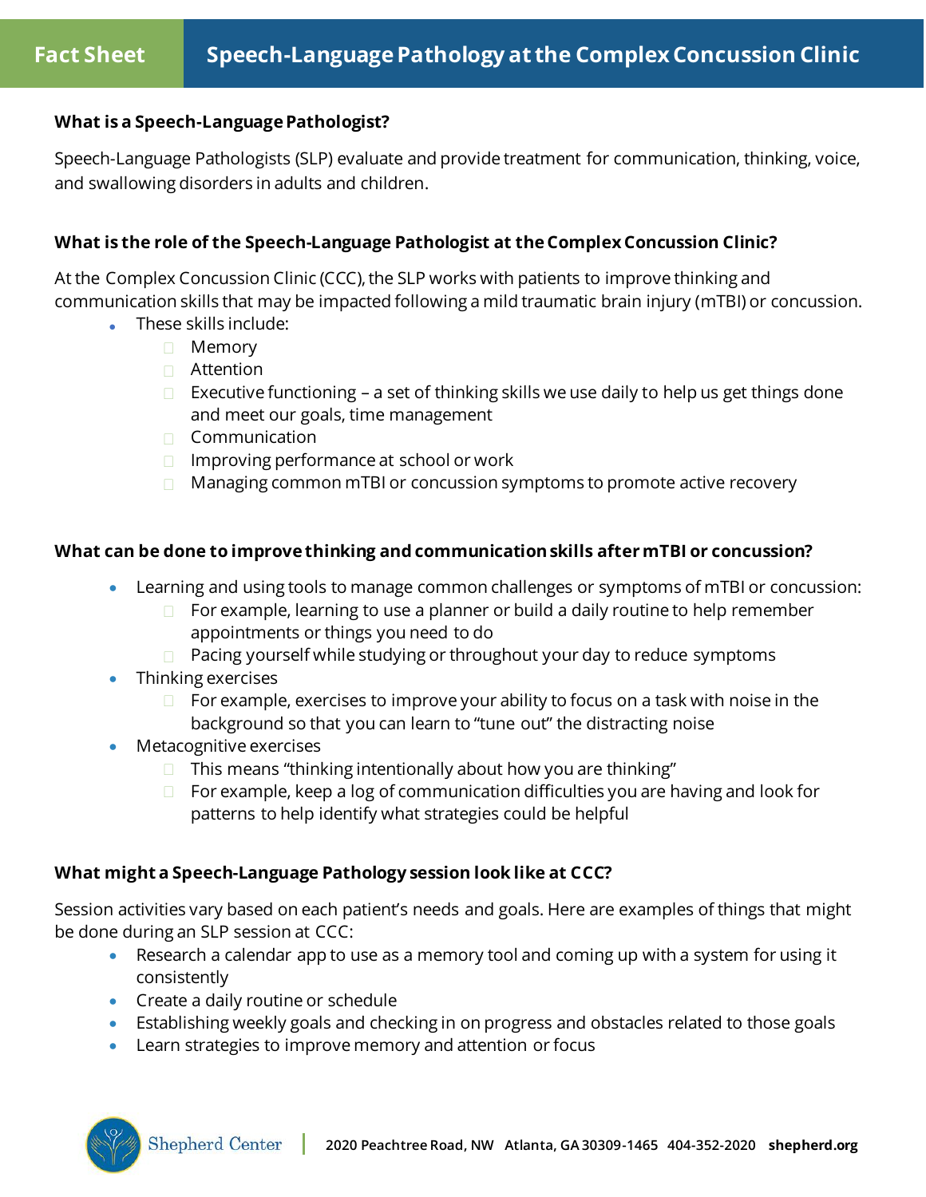Fact Sheet

# Speech-Language Pathology at the Complex Concussion Clinic

**What is a Speech-Language Pathologist?**

Speech-Language Pathologists (SLP) evaluate and provide treatment for communication, thinking, voice, and swallowing disorders in adults and children.

**What is the role of the Speech-Language Pathologist at the Complex Concussion Clinic?**

At the Complex Concussion Clinic (CCC), the SLP works with patients to improve thinking and communication skills that may be impacted following a mild traumatic brain injury (mTBI) or concussion.

- These skills include:
  - Memory
  - Attention
  - Executive functioning – a set of thinking skills we use daily to help us get things done and meet our goals, time management
  - Communication
  - Improving performance at school or work
  - Managing common mTBI or concussion symptoms to promote active recovery

**What can be done to improve thinking and communication skills after mTBI or concussion?**

- Learning and using tools to manage common challenges or symptoms of mTBI or concussion:
  - For example, learning to use a planner or build a daily routine to help remember appointments or things you need to do
  - Pacing yourself while studying or throughout your day to reduce symptoms
- Thinking exercises
  - For example, exercises to improve your ability to focus on a task with noise in the background so that you can learn to "tune out" the distracting noise
- Metacognitive exercises
  - This means "thinking intentionally about how you are thinking"
  - For example, keep a log of communication difficulties you are having and look for patterns to help identify what strategies could be helpful

**What might a Speech-Language Pathology session look like at CCC?**

Session activities vary based on each patient's needs and goals. Here are examples of things that might be done during an SLP session at CCC:

- Research a calendar app to use as a memory tool and coming up with a system for using it consistently
- Create a daily routine or schedule
- Establishing weekly goals and checking in on progress and obstacles related to those goals
- Learn strategies to improve memory and attention or focus

Shepherd Center | 2020 Peachtree Road, NW Atlanta, GA 30309-1465 404-352-2020 shepherd.org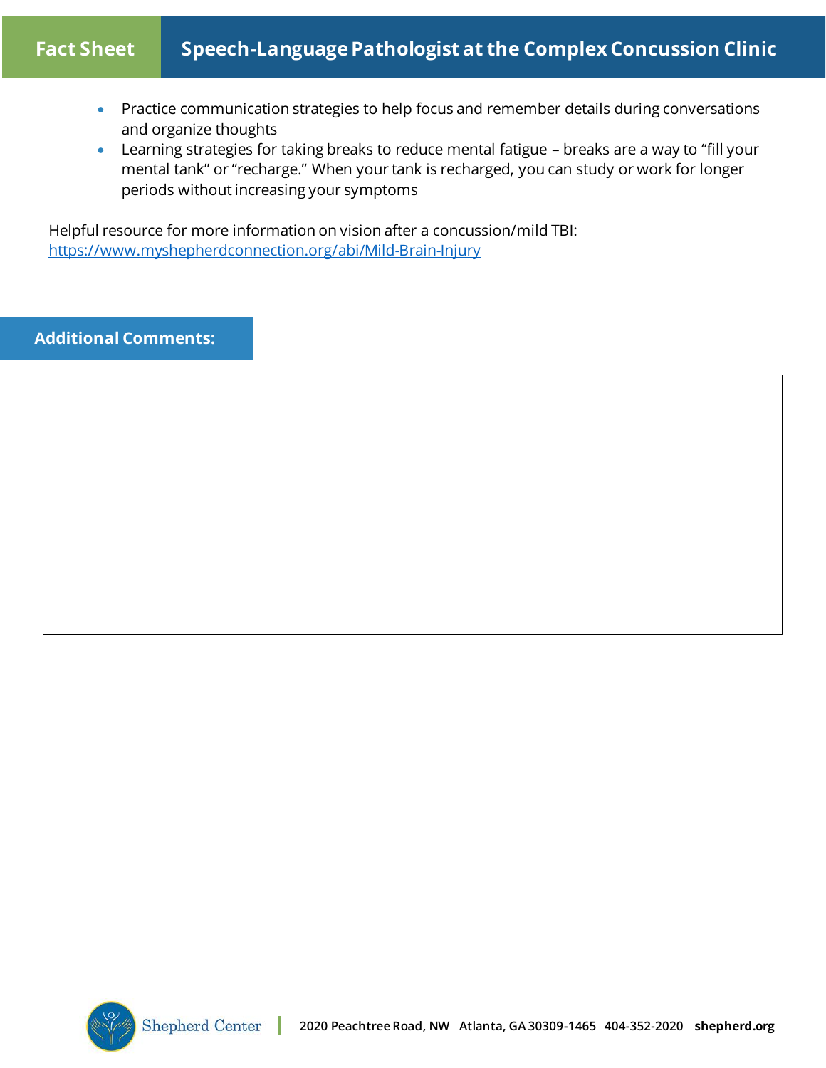- Practice communication strategies to help focus and remember details during conversations and organize thoughts
- Learning strategies for taking breaks to reduce mental fatigue – breaks are a way to "fill your mental tank" or "recharge." When your tank is recharged, you can study or work for longer periods without increasing your symptoms

Helpful resource for more information on vision after a concussion/mild TBI: https://www.myshepherdconnection.org/abi/Mild-Brain-Injury

## Additional Comments: